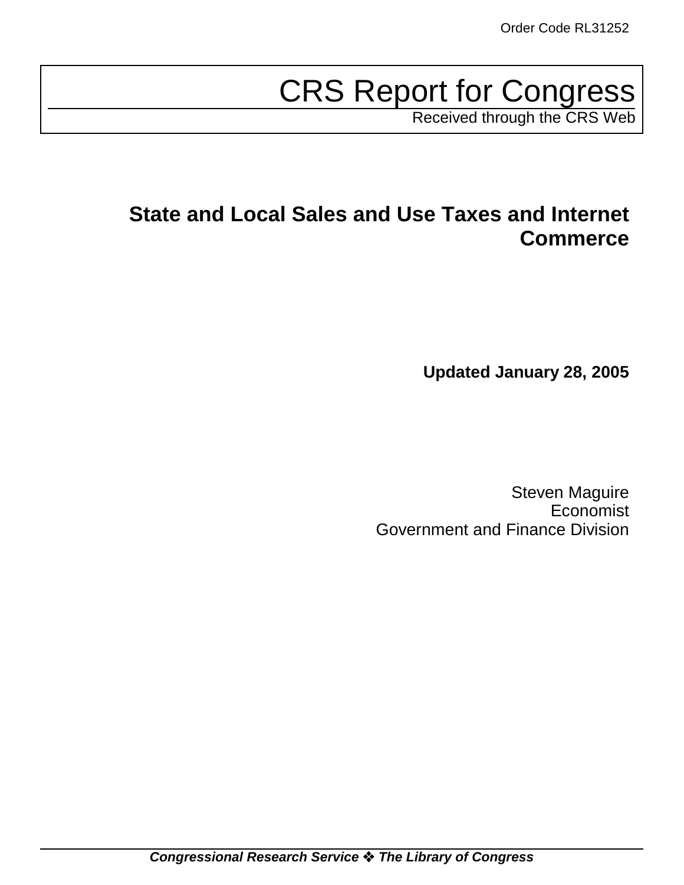Order Code RL31252

# CRS Report for Congress

Received through the CRS Web

## State and Local Sales and Use Taxes and Internet Commerce

**Updated January 28, 2005**

Steven Maguire
Economist
Government and Finance Division

***Congressional Research Service ❖ The Library of Congress***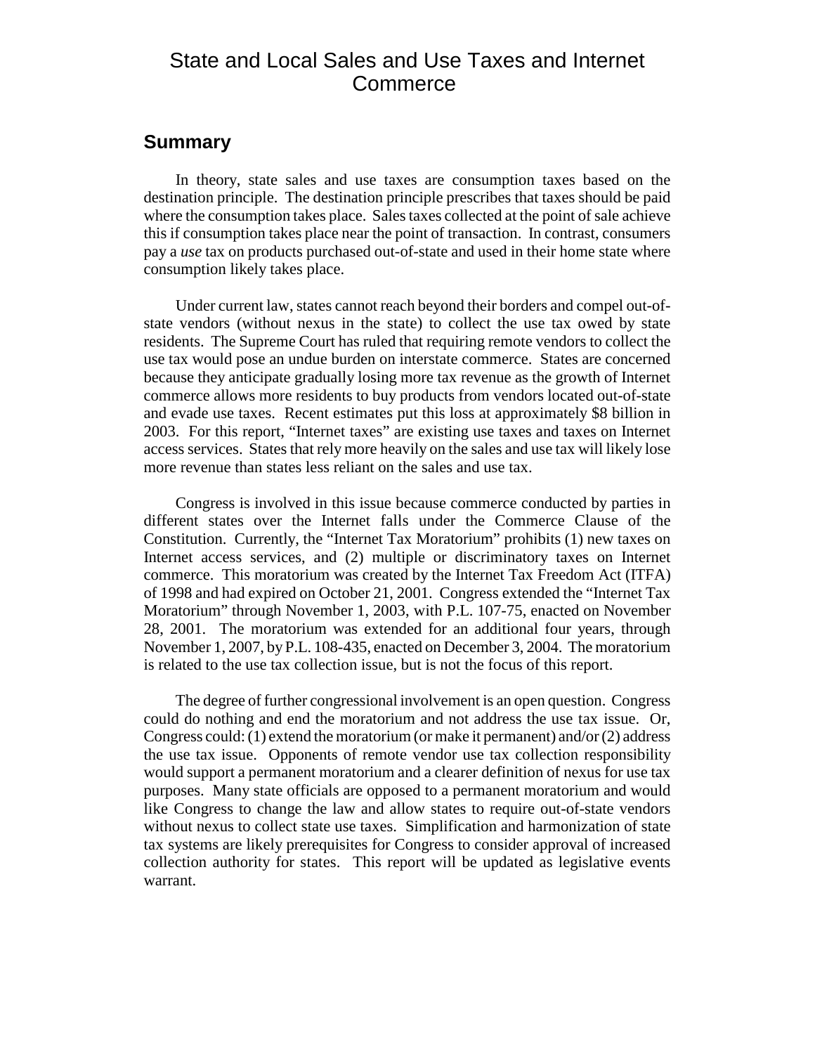# State and Local Sales and Use Taxes and Internet Commerce

## Summary

In theory, state sales and use taxes are consumption taxes based on the destination principle. The destination principle prescribes that taxes should be paid where the consumption takes place. Sales taxes collected at the point of sale achieve this if consumption takes place near the point of transaction. In contrast, consumers pay a *use* tax on products purchased out-of-state and used in their home state where consumption likely takes place.

Under current law, states cannot reach beyond their borders and compel out-of-state vendors (without nexus in the state) to collect the use tax owed by state residents. The Supreme Court has ruled that requiring remote vendors to collect the use tax would pose an undue burden on interstate commerce. States are concerned because they anticipate gradually losing more tax revenue as the growth of Internet commerce allows more residents to buy products from vendors located out-of-state and evade use taxes. Recent estimates put this loss at approximately $8 billion in 2003. For this report, "Internet taxes" are existing use taxes and taxes on Internet access services. States that rely more heavily on the sales and use tax will likely lose more revenue than states less reliant on the sales and use tax.

Congress is involved in this issue because commerce conducted by parties in different states over the Internet falls under the Commerce Clause of the Constitution. Currently, the "Internet Tax Moratorium" prohibits (1) new taxes on Internet access services, and (2) multiple or discriminatory taxes on Internet commerce. This moratorium was created by the Internet Tax Freedom Act (ITFA) of 1998 and had expired on October 21, 2001. Congress extended the "Internet Tax Moratorium" through November 1, 2003, with P.L. 107-75, enacted on November 28, 2001. The moratorium was extended for an additional four years, through November 1, 2007, by P.L. 108-435, enacted on December 3, 2004. The moratorium is related to the use tax collection issue, but is not the focus of this report.

The degree of further congressional involvement is an open question. Congress could do nothing and end the moratorium and not address the use tax issue. Or, Congress could: (1) extend the moratorium (or make it permanent) and/or (2) address the use tax issue. Opponents of remote vendor use tax collection responsibility would support a permanent moratorium and a clearer definition of nexus for use tax purposes. Many state officials are opposed to a permanent moratorium and would like Congress to change the law and allow states to require out-of-state vendors without nexus to collect state use taxes. Simplification and harmonization of state tax systems are likely prerequisites for Congress to consider approval of increased collection authority for states. This report will be updated as legislative events warrant.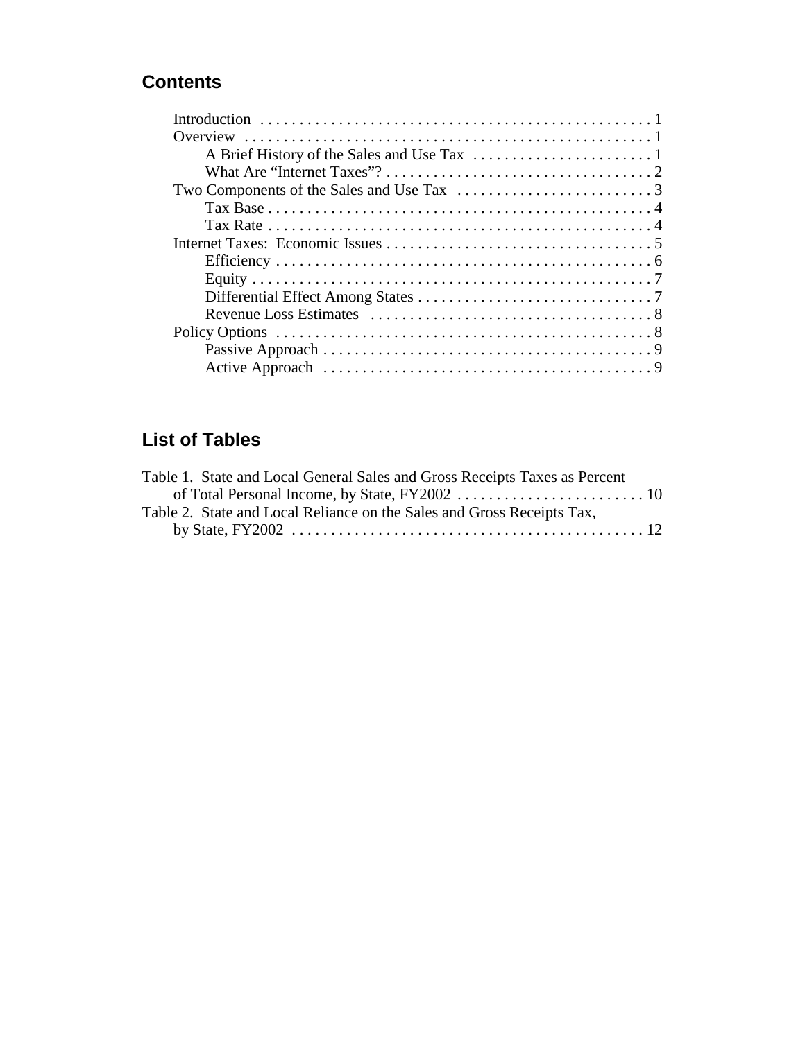## Contents

- Introduction . . . . . . . . . . 1
- Overview . . . . . . . . . . 1
  - A Brief History of the Sales and Use Tax . . . . . . . . . . 1
  - What Are "Internet Taxes"? . . . . . . . . . . 2
- Two Components of the Sales and Use Tax . . . . . . . . . . 3
  - Tax Base . . . . . . . . . . 4
  - Tax Rate . . . . . . . . . . 4
- Internet Taxes: Economic Issues . . . . . . . . . . 5
  - Efficiency . . . . . . . . . . 6
  - Equity . . . . . . . . . . 7
  - Differential Effect Among States . . . . . . . . . . 7
  - Revenue Loss Estimates . . . . . . . . . . 8
- Policy Options . . . . . . . . . . 8
  - Passive Approach . . . . . . . . . . 9
  - Active Approach . . . . . . . . . . 9

## List of Tables

- Table 1. State and Local General Sales and Gross Receipts Taxes as Percent of Total Personal Income, by State, FY2002 . . . . . . . . . . 10
- Table 2. State and Local Reliance on the Sales and Gross Receipts Tax, by State, FY2002 . . . . . . . . . . 12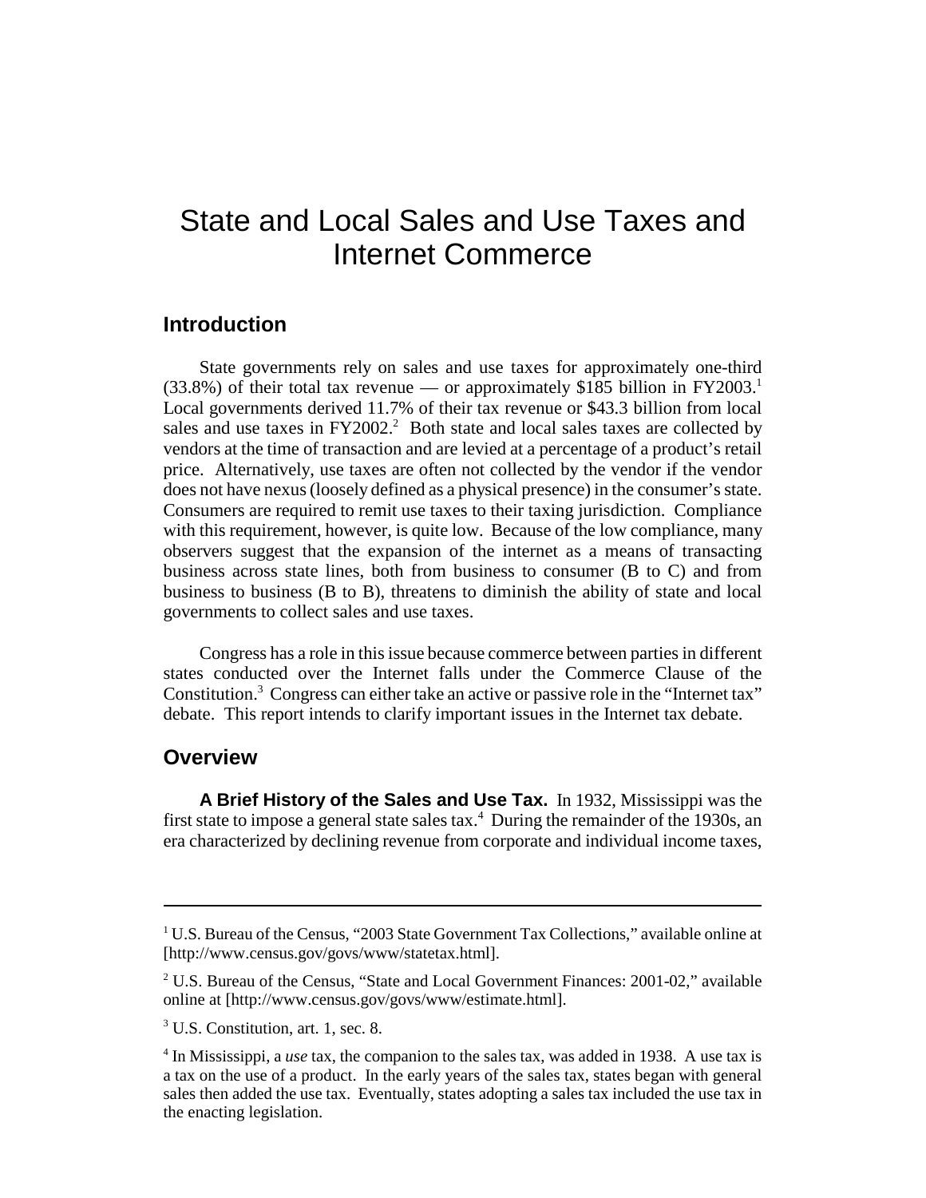# State and Local Sales and Use Taxes and Internet Commerce

## Introduction

State governments rely on sales and use taxes for approximately one-third (33.8%) of their total tax revenue — or approximately $185 billion in FY2003.[1] Local governments derived 11.7% of their tax revenue or $43.3 billion from local sales and use taxes in FY2002.[2] Both state and local sales taxes are collected by vendors at the time of transaction and are levied at a percentage of a product's retail price. Alternatively, use taxes are often not collected by the vendor if the vendor does not have nexus (loosely defined as a physical presence) in the consumer's state. Consumers are required to remit use taxes to their taxing jurisdiction. Compliance with this requirement, however, is quite low. Because of the low compliance, many observers suggest that the expansion of the internet as a means of transacting business across state lines, both from business to consumer (B to C) and from business to business (B to B), threatens to diminish the ability of state and local governments to collect sales and use taxes.

Congress has a role in this issue because commerce between parties in different states conducted over the Internet falls under the Commerce Clause of the Constitution.[3] Congress can either take an active or passive role in the "Internet tax" debate. This report intends to clarify important issues in the Internet tax debate.

## Overview

**A Brief History of the Sales and Use Tax.** In 1932, Mississippi was the first state to impose a general state sales tax.[4] During the remainder of the 1930s, an era characterized by declining revenue from corporate and individual income taxes,

---

[1] U.S. Bureau of the Census, "2003 State Government Tax Collections," available online at [http://www.census.gov/govs/www/statetax.html].

[2] U.S. Bureau of the Census, "State and Local Government Finances: 2001-02," available online at [http://www.census.gov/govs/www/estimate.html].

[3] U.S. Constitution, art. 1, sec. 8.

[4] In Mississippi, a *use* tax, the companion to the sales tax, was added in 1938. A use tax is a tax on the use of a product. In the early years of the sales tax, states began with general sales then added the use tax. Eventually, states adopting a sales tax included the use tax in the enacting legislation.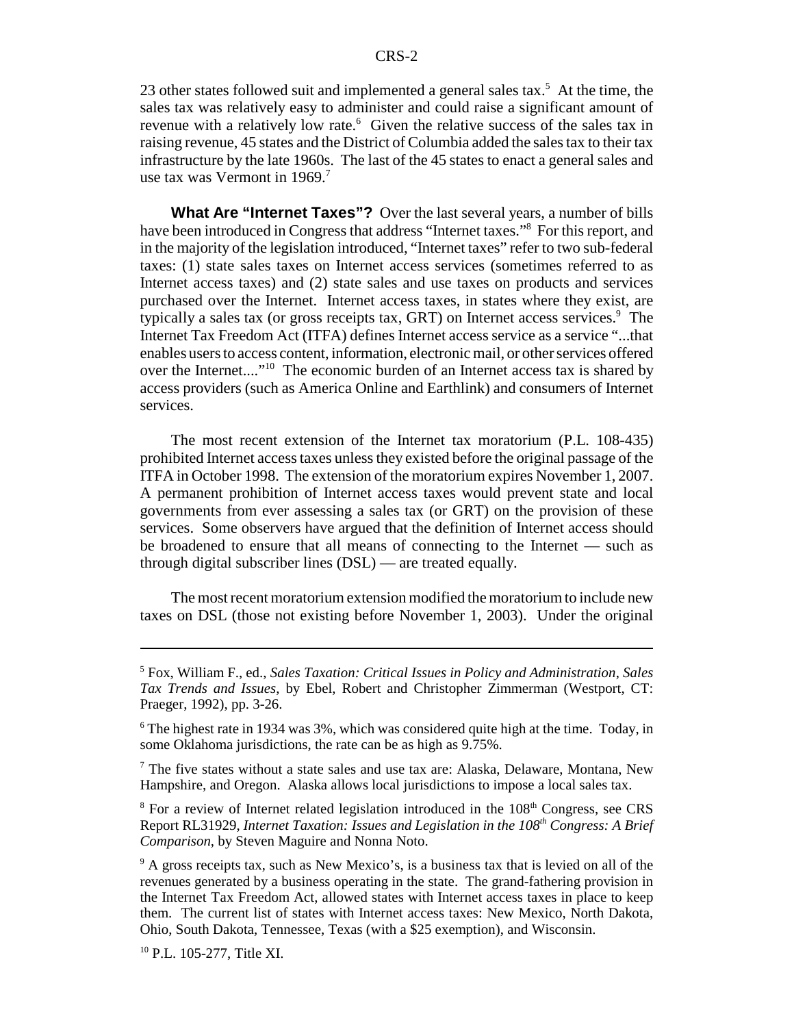23 other states followed suit and implemented a general sales tax.[5] At the time, the sales tax was relatively easy to administer and could raise a significant amount of revenue with a relatively low rate.[6] Given the relative success of the sales tax in raising revenue, 45 states and the District of Columbia added the sales tax to their tax infrastructure by the late 1960s. The last of the 45 states to enact a general sales and use tax was Vermont in 1969.[7]

**What Are "Internet Taxes"?** Over the last several years, a number of bills have been introduced in Congress that address "Internet taxes."[8] For this report, and in the majority of the legislation introduced, "Internet taxes" refer to two sub-federal taxes: (1) state sales taxes on Internet access services (sometimes referred to as Internet access taxes) and (2) state sales and use taxes on products and services purchased over the Internet. Internet access taxes, in states where they exist, are typically a sales tax (or gross receipts tax, GRT) on Internet access services.[9] The Internet Tax Freedom Act (ITFA) defines Internet access service as a service "...that enables users to access content, information, electronic mail, or other services offered over the Internet...."[10] The economic burden of an Internet access tax is shared by access providers (such as America Online and Earthlink) and consumers of Internet services.

The most recent extension of the Internet tax moratorium (P.L. 108-435) prohibited Internet access taxes unless they existed before the original passage of the ITFA in October 1998. The extension of the moratorium expires November 1, 2007. A permanent prohibition of Internet access taxes would prevent state and local governments from ever assessing a sales tax (or GRT) on the provision of these services. Some observers have argued that the definition of Internet access should be broadened to ensure that all means of connecting to the Internet — such as through digital subscriber lines (DSL) — are treated equally.

The most recent moratorium extension modified the moratorium to include new taxes on DSL (those not existing before November 1, 2003). Under the original

---

[5] Fox, William F., ed., *Sales Taxation: Critical Issues in Policy and Administration*, *Sales Tax Trends and Issues*, by Ebel, Robert and Christopher Zimmerman (Westport, CT: Praeger, 1992), pp. 3-26.

[6] The highest rate in 1934 was 3%, which was considered quite high at the time. Today, in some Oklahoma jurisdictions, the rate can be as high as 9.75%.

[7] The five states without a state sales and use tax are: Alaska, Delaware, Montana, New Hampshire, and Oregon. Alaska allows local jurisdictions to impose a local sales tax.

[8] For a review of Internet related legislation introduced in the 108th Congress, see CRS Report RL31929, *Internet Taxation: Issues and Legislation in the 108th Congress: A Brief Comparison*, by Steven Maguire and Nonna Noto.

[9] A gross receipts tax, such as New Mexico's, is a business tax that is levied on all of the revenues generated by a business operating in the state. The grand-fathering provision in the Internet Tax Freedom Act, allowed states with Internet access taxes in place to keep them. The current list of states with Internet access taxes: New Mexico, North Dakota, Ohio, South Dakota, Tennessee, Texas (with a $25 exemption), and Wisconsin.

[10] P.L. 105-277, Title XI.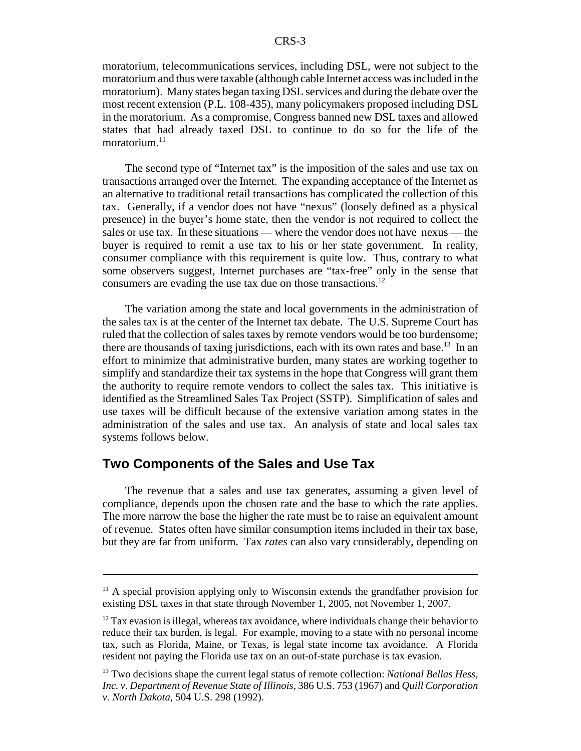moratorium, telecommunications services, including DSL, were not subject to the moratorium and thus were taxable (although cable Internet access was included in the moratorium). Many states began taxing DSL services and during the debate over the most recent extension (P.L. 108-435), many policymakers proposed including DSL in the moratorium. As a compromise, Congress banned new DSL taxes and allowed states that had already taxed DSL to continue to do so for the life of the moratorium.[11]

The second type of "Internet tax" is the imposition of the sales and use tax on transactions arranged over the Internet. The expanding acceptance of the Internet as an alternative to traditional retail transactions has complicated the collection of this tax. Generally, if a vendor does not have "nexus" (loosely defined as a physical presence) in the buyer's home state, then the vendor is not required to collect the sales or use tax. In these situations — where the vendor does not have nexus — the buyer is required to remit a use tax to his or her state government. In reality, consumer compliance with this requirement is quite low. Thus, contrary to what some observers suggest, Internet purchases are "tax-free" only in the sense that consumers are evading the use tax due on those transactions.[12]

The variation among the state and local governments in the administration of the sales tax is at the center of the Internet tax debate. The U.S. Supreme Court has ruled that the collection of sales taxes by remote vendors would be too burdensome; there are thousands of taxing jurisdictions, each with its own rates and base.[13] In an effort to minimize that administrative burden, many states are working together to simplify and standardize their tax systems in the hope that Congress will grant them the authority to require remote vendors to collect the sales tax. This initiative is identified as the Streamlined Sales Tax Project (SSTP). Simplification of sales and use taxes will be difficult because of the extensive variation among states in the administration of the sales and use tax. An analysis of state and local sales tax systems follows below.

## Two Components of the Sales and Use Tax

The revenue that a sales and use tax generates, assuming a given level of compliance, depends upon the chosen rate and the base to which the rate applies. The more narrow the base the higher the rate must be to raise an equivalent amount of revenue. States often have similar consumption items included in their tax base, but they are far from uniform. Tax *rates* can also vary considerably, depending on

---

[11] A special provision applying only to Wisconsin extends the grandfather provision for existing DSL taxes in that state through November 1, 2005, not November 1, 2007.

[12] Tax evasion is illegal, whereas tax avoidance, where individuals change their behavior to reduce their tax burden, is legal. For example, moving to a state with no personal income tax, such as Florida, Maine, or Texas, is legal state income tax avoidance. A Florida resident not paying the Florida use tax on an out-of-state purchase is tax evasion.

[13] Two decisions shape the current legal status of remote collection: *National Bellas Hess, Inc. v. Department of Revenue State of Illinois*, 386 U.S. 753 (1967) and *Quill Corporation v. North Dakota*, 504 U.S. 298 (1992).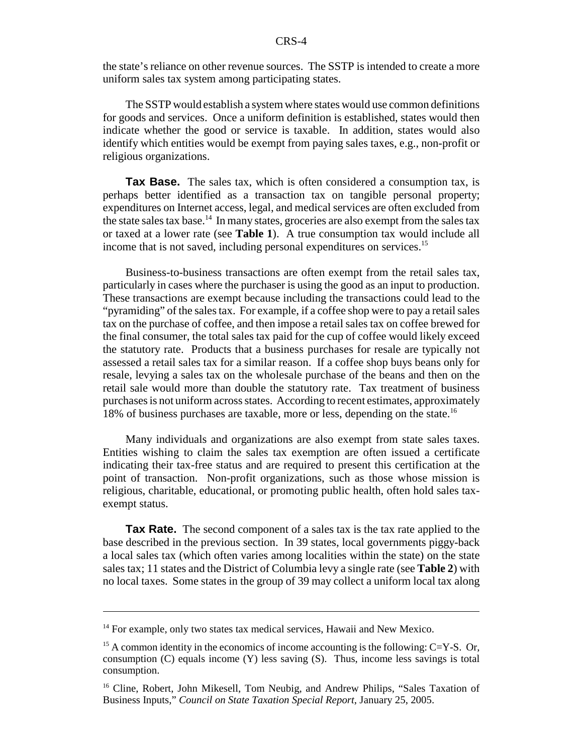the state's reliance on other revenue sources. The SSTP is intended to create a more uniform sales tax system among participating states.

The SSTP would establish a system where states would use common definitions for goods and services. Once a uniform definition is established, states would then indicate whether the good or service is taxable. In addition, states would also identify which entities would be exempt from paying sales taxes, e.g., non-profit or religious organizations.

**Tax Base.** The sales tax, which is often considered a consumption tax, is perhaps better identified as a transaction tax on tangible personal property; expenditures on Internet access, legal, and medical services are often excluded from the state sales tax base.[14] In many states, groceries are also exempt from the sales tax or taxed at a lower rate (see **Table 1**). A true consumption tax would include all income that is not saved, including personal expenditures on services.[15]

Business-to-business transactions are often exempt from the retail sales tax, particularly in cases where the purchaser is using the good as an input to production. These transactions are exempt because including the transactions could lead to the "pyramiding" of the sales tax. For example, if a coffee shop were to pay a retail sales tax on the purchase of coffee, and then impose a retail sales tax on coffee brewed for the final consumer, the total sales tax paid for the cup of coffee would likely exceed the statutory rate. Products that a business purchases for resale are typically not assessed a retail sales tax for a similar reason. If a coffee shop buys beans only for resale, levying a sales tax on the wholesale purchase of the beans and then on the retail sale would more than double the statutory rate. Tax treatment of business purchases is not uniform across states. According to recent estimates, approximately 18% of business purchases are taxable, more or less, depending on the state.[16]

Many individuals and organizations are also exempt from state sales taxes. Entities wishing to claim the sales tax exemption are often issued a certificate indicating their tax-free status and are required to present this certification at the point of transaction. Non-profit organizations, such as those whose mission is religious, charitable, educational, or promoting public health, often hold sales tax-exempt status.

**Tax Rate.** The second component of a sales tax is the tax rate applied to the base described in the previous section. In 39 states, local governments piggy-back a local sales tax (which often varies among localities within the state) on the state sales tax; 11 states and the District of Columbia levy a single rate (see **Table 2**) with no local taxes. Some states in the group of 39 may collect a uniform local tax along

---

[14] For example, only two states tax medical services, Hawaii and New Mexico.

[15] A common identity in the economics of income accounting is the following: $C=Y-S$. Or, consumption ($C$) equals income ($Y$) less saving ($S$). Thus, income less savings is total consumption.

[16] Cline, Robert, John Mikesell, Tom Neubig, and Andrew Philips, "Sales Taxation of Business Inputs," *Council on State Taxation Special Report*, January 25, 2005.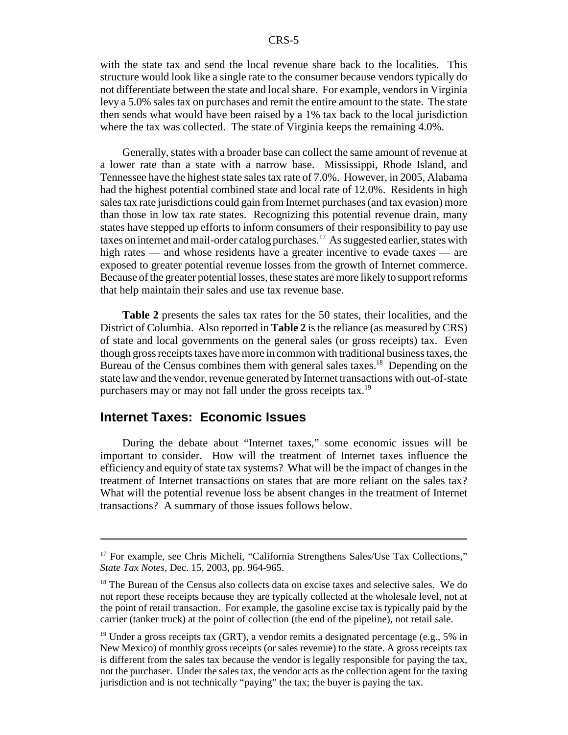with the state tax and send the local revenue share back to the localities. This structure would look like a single rate to the consumer because vendors typically do not differentiate between the state and local share. For example, vendors in Virginia levy a 5.0% sales tax on purchases and remit the entire amount to the state. The state then sends what would have been raised by a 1% tax back to the local jurisdiction where the tax was collected. The state of Virginia keeps the remaining 4.0%.

Generally, states with a broader base can collect the same amount of revenue at a lower rate than a state with a narrow base. Mississippi, Rhode Island, and Tennessee have the highest state sales tax rate of 7.0%. However, in 2005, Alabama had the highest potential combined state and local rate of 12.0%. Residents in high sales tax rate jurisdictions could gain from Internet purchases (and tax evasion) more than those in low tax rate states. Recognizing this potential revenue drain, many states have stepped up efforts to inform consumers of their responsibility to pay use taxes on internet and mail-order catalog purchases.[17] As suggested earlier, states with high rates — and whose residents have a greater incentive to evade taxes — are exposed to greater potential revenue losses from the growth of Internet commerce. Because of the greater potential losses, these states are more likely to support reforms that help maintain their sales and use tax revenue base.

**Table 2** presents the sales tax rates for the 50 states, their localities, and the District of Columbia. Also reported in **Table 2** is the reliance (as measured by CRS) of state and local governments on the general sales (or gross receipts) tax. Even though gross receipts taxes have more in common with traditional business taxes, the Bureau of the Census combines them with general sales taxes.[18] Depending on the state law and the vendor, revenue generated by Internet transactions with out-of-state purchasers may or may not fall under the gross receipts tax.[19]

## Internet Taxes: Economic Issues

During the debate about "Internet taxes," some economic issues will be important to consider. How will the treatment of Internet taxes influence the efficiency and equity of state tax systems? What will be the impact of changes in the treatment of Internet transactions on states that are more reliant on the sales tax? What will the potential revenue loss be absent changes in the treatment of Internet transactions? A summary of those issues follows below.

---

[17] For example, see Chris Micheli, "California Strengthens Sales/Use Tax Collections," *State Tax Notes*, Dec. 15, 2003, pp. 964-965.

[18] The Bureau of the Census also collects data on excise taxes and selective sales. We do not report these receipts because they are typically collected at the wholesale level, not at the point of retail transaction. For example, the gasoline excise tax is typically paid by the carrier (tanker truck) at the point of collection (the end of the pipeline), not retail sale.

[19] Under a gross receipts tax (GRT), a vendor remits a designated percentage (e.g., 5% in New Mexico) of monthly gross receipts (or sales revenue) to the state. A gross receipts tax is different from the sales tax because the vendor is legally responsible for paying the tax, not the purchaser. Under the sales tax, the vendor acts as the collection agent for the taxing jurisdiction and is not technically "paying" the tax; the buyer is paying the tax.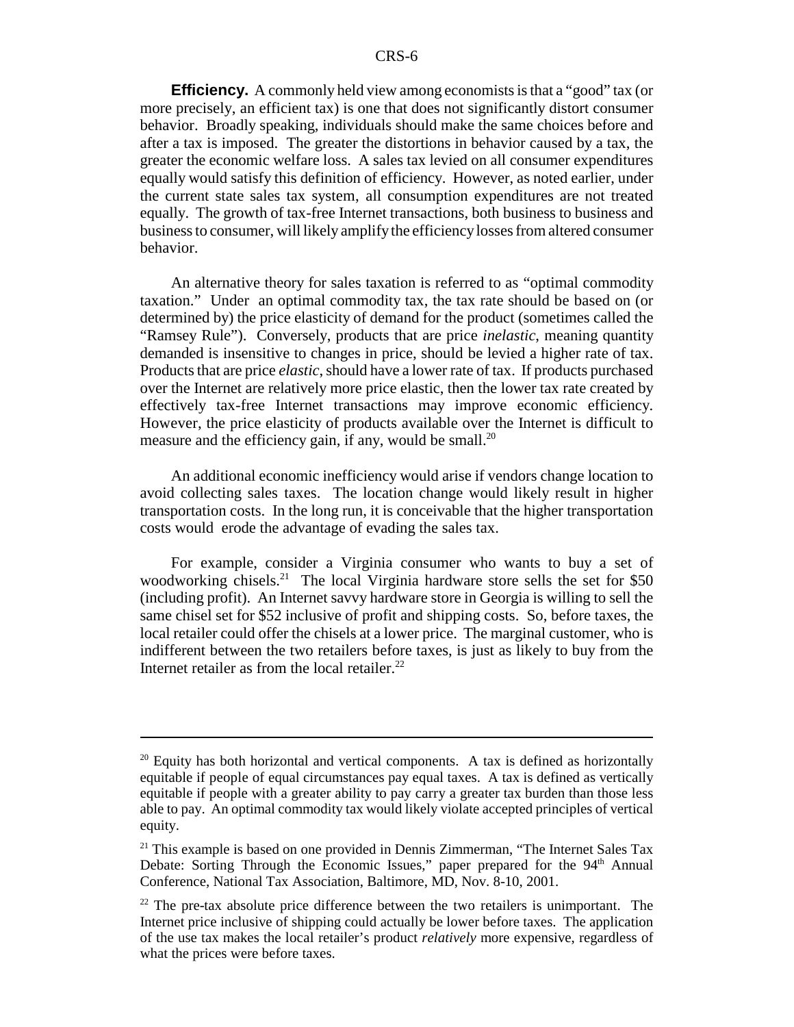**Efficiency.** A commonly held view among economists is that a "good" tax (or more precisely, an efficient tax) is one that does not significantly distort consumer behavior. Broadly speaking, individuals should make the same choices before and after a tax is imposed. The greater the distortions in behavior caused by a tax, the greater the economic welfare loss. A sales tax levied on all consumer expenditures equally would satisfy this definition of efficiency. However, as noted earlier, under the current state sales tax system, all consumption expenditures are not treated equally. The growth of tax-free Internet transactions, both business to business and business to consumer, will likely amplify the efficiency losses from altered consumer behavior.

An alternative theory for sales taxation is referred to as "optimal commodity taxation." Under an optimal commodity tax, the tax rate should be based on (or determined by) the price elasticity of demand for the product (sometimes called the "Ramsey Rule"). Conversely, products that are price *inelastic*, meaning quantity demanded is insensitive to changes in price, should be levied a higher rate of tax. Products that are price *elastic*, should have a lower rate of tax. If products purchased over the Internet are relatively more price elastic, then the lower tax rate created by effectively tax-free Internet transactions may improve economic efficiency. However, the price elasticity of products available over the Internet is difficult to measure and the efficiency gain, if any, would be small.[20]

An additional economic inefficiency would arise if vendors change location to avoid collecting sales taxes. The location change would likely result in higher transportation costs. In the long run, it is conceivable that the higher transportation costs would erode the advantage of evading the sales tax.

For example, consider a Virginia consumer who wants to buy a set of woodworking chisels.[21] The local Virginia hardware store sells the set for $50 (including profit). An Internet savvy hardware store in Georgia is willing to sell the same chisel set for $52 inclusive of profit and shipping costs. So, before taxes, the local retailer could offer the chisels at a lower price. The marginal customer, who is indifferent between the two retailers before taxes, is just as likely to buy from the Internet retailer as from the local retailer.[22]

---

[20] Equity has both horizontal and vertical components. A tax is defined as horizontally equitable if people of equal circumstances pay equal taxes. A tax is defined as vertically equitable if people with a greater ability to pay carry a greater tax burden than those less able to pay. An optimal commodity tax would likely violate accepted principles of vertical equity.

[21] This example is based on one provided in Dennis Zimmerman, "The Internet Sales Tax Debate: Sorting Through the Economic Issues," paper prepared for the 94th Annual Conference, National Tax Association, Baltimore, MD, Nov. 8-10, 2001.

[22] The pre-tax absolute price difference between the two retailers is unimportant. The Internet price inclusive of shipping could actually be lower before taxes. The application of the use tax makes the local retailer's product *relatively* more expensive, regardless of what the prices were before taxes.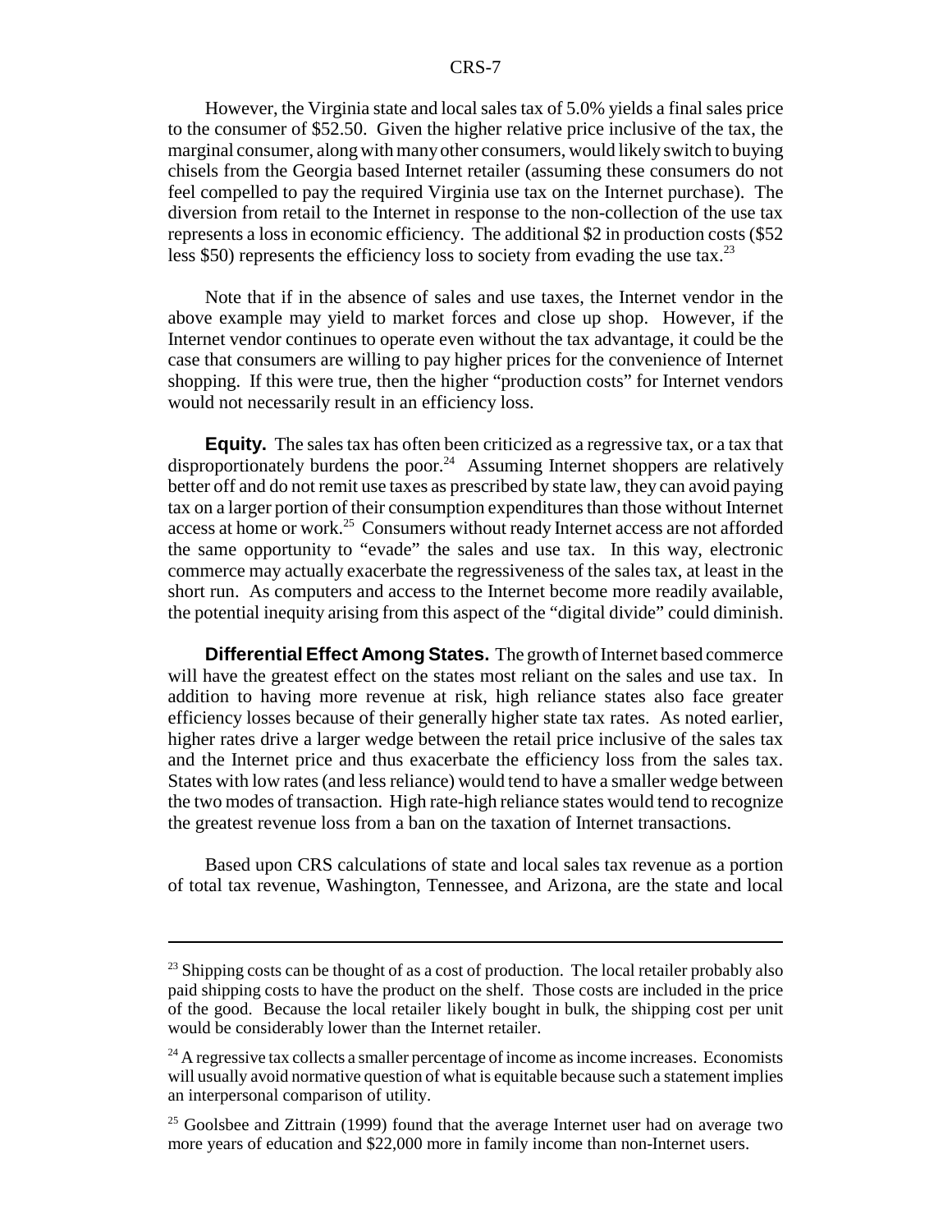However, the Virginia state and local sales tax of 5.0% yields a final sales price to the consumer of $52.50. Given the higher relative price inclusive of the tax, the marginal consumer, along with many other consumers, would likely switch to buying chisels from the Georgia based Internet retailer (assuming these consumers do not feel compelled to pay the required Virginia use tax on the Internet purchase). The diversion from retail to the Internet in response to the non-collection of the use tax represents a loss in economic efficiency. The additional $2 in production costs ($52 less $50) represents the efficiency loss to society from evading the use tax.[23]

Note that if in the absence of sales and use taxes, the Internet vendor in the above example may yield to market forces and close up shop. However, if the Internet vendor continues to operate even without the tax advantage, it could be the case that consumers are willing to pay higher prices for the convenience of Internet shopping. If this were true, then the higher "production costs" for Internet vendors would not necessarily result in an efficiency loss.

**Equity.** The sales tax has often been criticized as a regressive tax, or a tax that disproportionately burdens the poor.[24] Assuming Internet shoppers are relatively better off and do not remit use taxes as prescribed by state law, they can avoid paying tax on a larger portion of their consumption expenditures than those without Internet access at home or work.[25] Consumers without ready Internet access are not afforded the same opportunity to "evade" the sales and use tax. In this way, electronic commerce may actually exacerbate the regressiveness of the sales tax, at least in the short run. As computers and access to the Internet become more readily available, the potential inequity arising from this aspect of the "digital divide" could diminish.

**Differential Effect Among States.** The growth of Internet based commerce will have the greatest effect on the states most reliant on the sales and use tax. In addition to having more revenue at risk, high reliance states also face greater efficiency losses because of their generally higher state tax rates. As noted earlier, higher rates drive a larger wedge between the retail price inclusive of the sales tax and the Internet price and thus exacerbate the efficiency loss from the sales tax. States with low rates (and less reliance) would tend to have a smaller wedge between the two modes of transaction. High rate-high reliance states would tend to recognize the greatest revenue loss from a ban on the taxation of Internet transactions.

Based upon CRS calculations of state and local sales tax revenue as a portion of total tax revenue, Washington, Tennessee, and Arizona, are the state and local

---

[23] Shipping costs can be thought of as a cost of production. The local retailer probably also paid shipping costs to have the product on the shelf. Those costs are included in the price of the good. Because the local retailer likely bought in bulk, the shipping cost per unit would be considerably lower than the Internet retailer.

[24] A regressive tax collects a smaller percentage of income as income increases. Economists will usually avoid normative question of what is equitable because such a statement implies an interpersonal comparison of utility.

[25] Goolsbee and Zittrain (1999) found that the average Internet user had on average two more years of education and $22,000 more in family income than non-Internet users.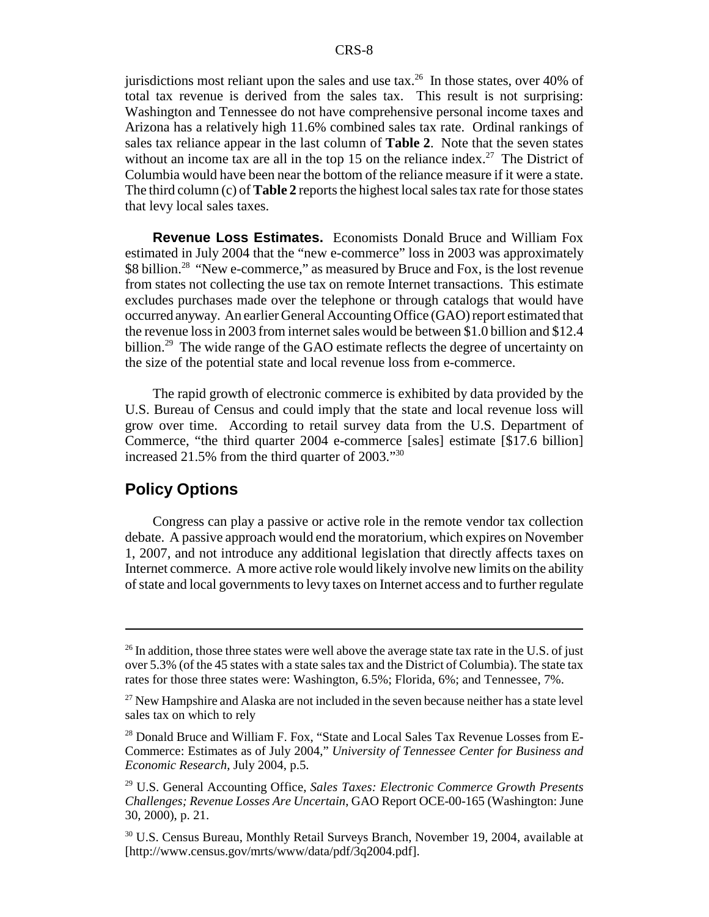jurisdictions most reliant upon the sales and use tax.[26] In those states, over 40% of total tax revenue is derived from the sales tax. This result is not surprising: Washington and Tennessee do not have comprehensive personal income taxes and Arizona has a relatively high 11.6% combined sales tax rate. Ordinal rankings of sales tax reliance appear in the last column of **Table 2**. Note that the seven states without an income tax are all in the top 15 on the reliance index.[27] The District of Columbia would have been near the bottom of the reliance measure if it were a state. The third column (c) of **Table 2** reports the highest local sales tax rate for those states that levy local sales taxes.

**Revenue Loss Estimates.** Economists Donald Bruce and William Fox estimated in July 2004 that the "new e-commerce" loss in 2003 was approximately $8 billion.[28] "New e-commerce," as measured by Bruce and Fox, is the lost revenue from states not collecting the use tax on remote Internet transactions. This estimate excludes purchases made over the telephone or through catalogs that would have occurred anyway. An earlier General Accounting Office (GAO) report estimated that the revenue loss in 2003 from internet sales would be between $1.0 billion and $12.4 billion.[29] The wide range of the GAO estimate reflects the degree of uncertainty on the size of the potential state and local revenue loss from e-commerce.

The rapid growth of electronic commerce is exhibited by data provided by the U.S. Bureau of Census and could imply that the state and local revenue loss will grow over time. According to retail survey data from the U.S. Department of Commerce, "the third quarter 2004 e-commerce [sales] estimate [$17.6 billion] increased 21.5% from the third quarter of 2003."[30]

## Policy Options

Congress can play a passive or active role in the remote vendor tax collection debate. A passive approach would end the moratorium, which expires on November 1, 2007, and not introduce any additional legislation that directly affects taxes on Internet commerce. A more active role would likely involve new limits on the ability of state and local governments to levy taxes on Internet access and to further regulate

---

[26] In addition, those three states were well above the average state tax rate in the U.S. of just over 5.3% (of the 45 states with a state sales tax and the District of Columbia). The state tax rates for those three states were: Washington, 6.5%; Florida, 6%; and Tennessee, 7%.

[27] New Hampshire and Alaska are not included in the seven because neither has a state level sales tax on which to rely

[28] Donald Bruce and William F. Fox, "State and Local Sales Tax Revenue Losses from E-Commerce: Estimates as of July 2004," *University of Tennessee Center for Business and Economic Research*, July 2004, p.5.

[29] U.S. General Accounting Office, *Sales Taxes: Electronic Commerce Growth Presents Challenges; Revenue Losses Are Uncertain*, GAO Report OCE-00-165 (Washington: June 30, 2000), p. 21.

[30] U.S. Census Bureau, Monthly Retail Surveys Branch, November 19, 2004, available at [http://www.census.gov/mrts/www/data/pdf/3q2004.pdf].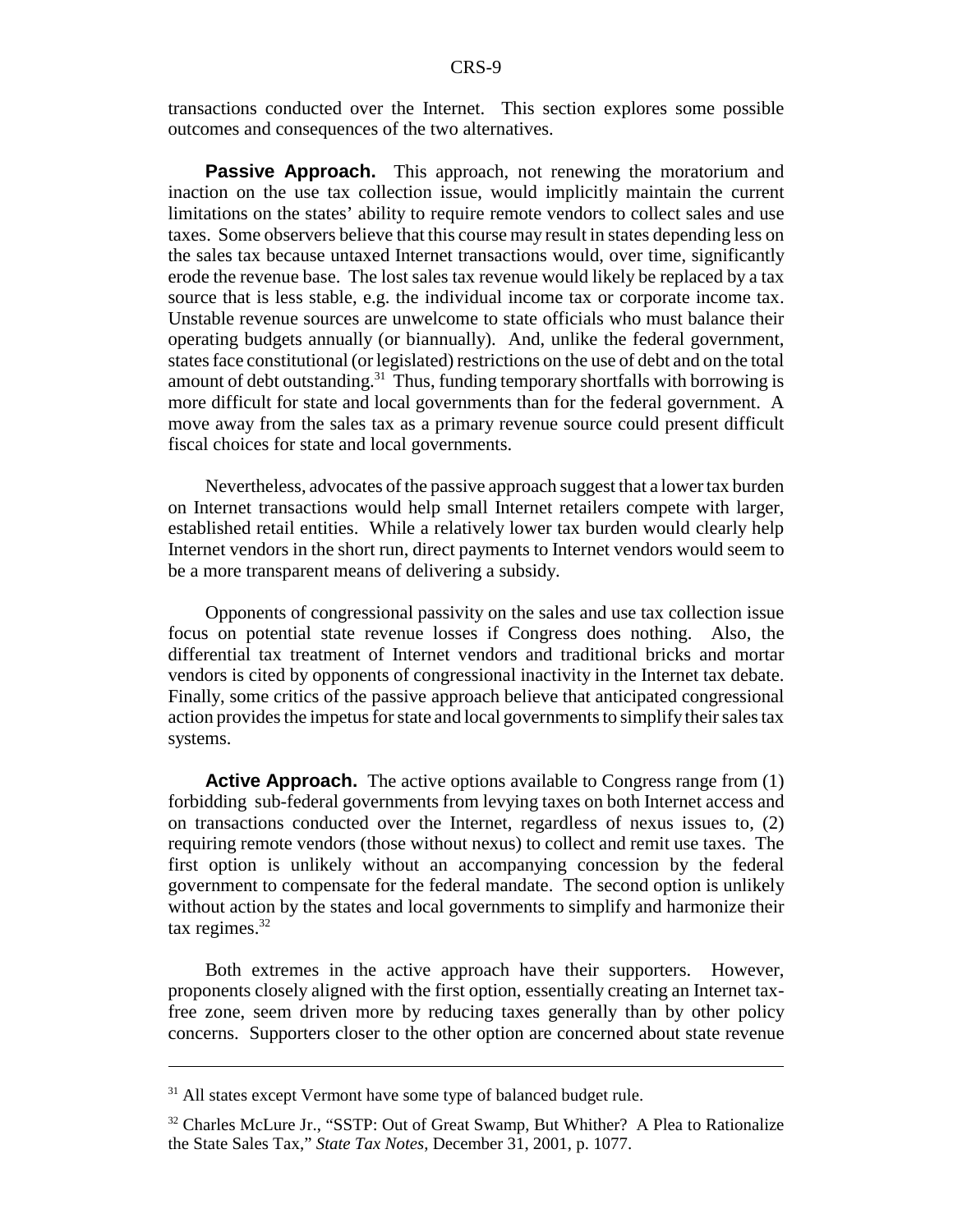transactions conducted over the Internet. This section explores some possible outcomes and consequences of the two alternatives.

**Passive Approach.** This approach, not renewing the moratorium and inaction on the use tax collection issue, would implicitly maintain the current limitations on the states' ability to require remote vendors to collect sales and use taxes. Some observers believe that this course may result in states depending less on the sales tax because untaxed Internet transactions would, over time, significantly erode the revenue base. The lost sales tax revenue would likely be replaced by a tax source that is less stable, e.g. the individual income tax or corporate income tax. Unstable revenue sources are unwelcome to state officials who must balance their operating budgets annually (or biannually). And, unlike the federal government, states face constitutional (or legislated) restrictions on the use of debt and on the total amount of debt outstanding.[31] Thus, funding temporary shortfalls with borrowing is more difficult for state and local governments than for the federal government. A move away from the sales tax as a primary revenue source could present difficult fiscal choices for state and local governments.

Nevertheless, advocates of the passive approach suggest that a lower tax burden on Internet transactions would help small Internet retailers compete with larger, established retail entities. While a relatively lower tax burden would clearly help Internet vendors in the short run, direct payments to Internet vendors would seem to be a more transparent means of delivering a subsidy.

Opponents of congressional passivity on the sales and use tax collection issue focus on potential state revenue losses if Congress does nothing. Also, the differential tax treatment of Internet vendors and traditional bricks and mortar vendors is cited by opponents of congressional inactivity in the Internet tax debate. Finally, some critics of the passive approach believe that anticipated congressional action provides the impetus for state and local governments to simplify their sales tax systems.

**Active Approach.** The active options available to Congress range from (1) forbidding sub-federal governments from levying taxes on both Internet access and on transactions conducted over the Internet, regardless of nexus issues to, (2) requiring remote vendors (those without nexus) to collect and remit use taxes. The first option is unlikely without an accompanying concession by the federal government to compensate for the federal mandate. The second option is unlikely without action by the states and local governments to simplify and harmonize their tax regimes.[32]

Both extremes in the active approach have their supporters. However, proponents closely aligned with the first option, essentially creating an Internet tax-free zone, seem driven more by reducing taxes generally than by other policy concerns. Supporters closer to the other option are concerned about state revenue

---

[31] All states except Vermont have some type of balanced budget rule.

[32] Charles McLure Jr., "SSTP: Out of Great Swamp, But Whither? A Plea to Rationalize the State Sales Tax," *State Tax Notes*, December 31, 2001, p. 1077.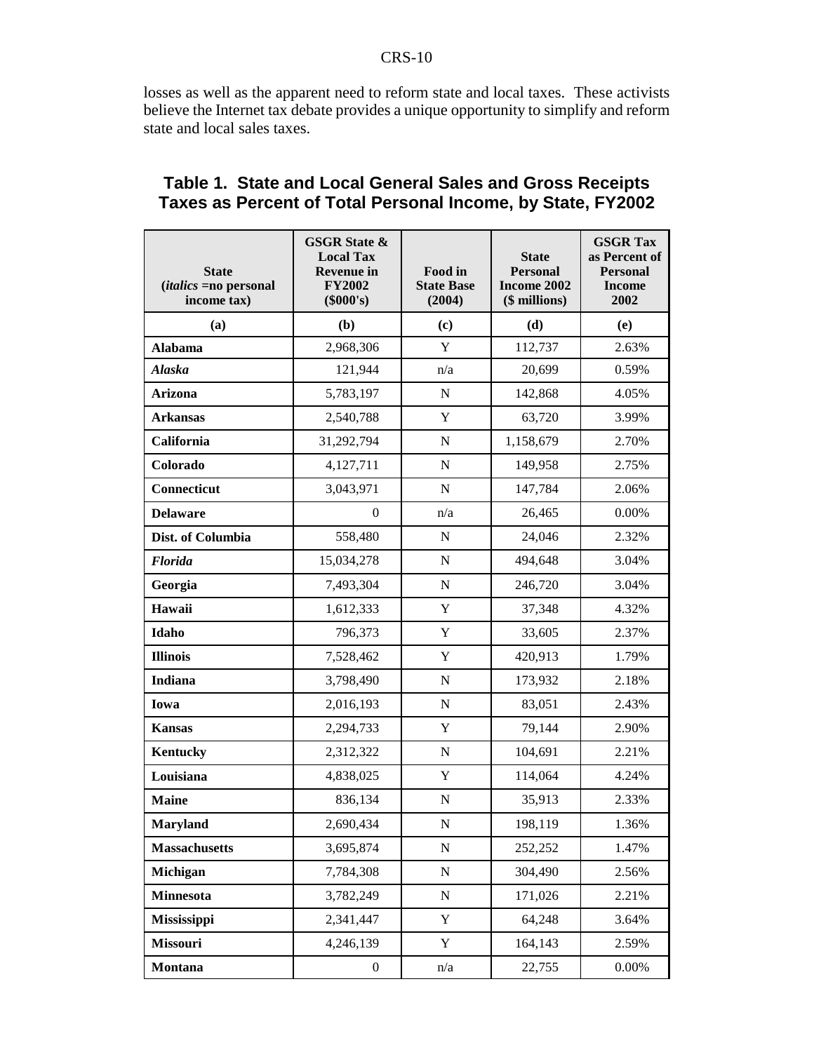losses as well as the apparent need to reform state and local taxes. These activists believe the Internet tax debate provides a unique opportunity to simplify and reform state and local sales taxes.

## Table 1. State and Local General Sales and Gross Receipts Taxes as Percent of Total Personal Income, by State, FY2002

| State (*italics* =no personal income tax) | GSGR State & Local Tax Revenue in FY2002 ($000's) | Food in State Base (2004) | State Personal Income 2002 ($ millions) | GSGR Tax as Percent of Personal Income 2002 |
|---|---|---|---|---|
| (a) | (b) | (c) | (d) | (e) |
| **Alabama** | 2,968,306 | Y | 112,737 | 2.63% |
| ***Alaska*** | 121,944 | n/a | 20,699 | 0.59% |
| **Arizona** | 5,783,197 | N | 142,868 | 4.05% |
| **Arkansas** | 2,540,788 | Y | 63,720 | 3.99% |
| **California** | 31,292,794 | N | 1,158,679 | 2.70% |
| **Colorado** | 4,127,711 | N | 149,958 | 2.75% |
| **Connecticut** | 3,043,971 | N | 147,784 | 2.06% |
| **Delaware** | 0 | n/a | 26,465 | 0.00% |
| **Dist. of Columbia** | 558,480 | N | 24,046 | 2.32% |
| ***Florida*** | 15,034,278 | N | 494,648 | 3.04% |
| **Georgia** | 7,493,304 | N | 246,720 | 3.04% |
| **Hawaii** | 1,612,333 | Y | 37,348 | 4.32% |
| **Idaho** | 796,373 | Y | 33,605 | 2.37% |
| **Illinois** | 7,528,462 | Y | 420,913 | 1.79% |
| **Indiana** | 3,798,490 | N | 173,932 | 2.18% |
| **Iowa** | 2,016,193 | N | 83,051 | 2.43% |
| **Kansas** | 2,294,733 | Y | 79,144 | 2.90% |
| **Kentucky** | 2,312,322 | N | 104,691 | 2.21% |
| **Louisiana** | 4,838,025 | Y | 114,064 | 4.24% |
| **Maine** | 836,134 | N | 35,913 | 2.33% |
| **Maryland** | 2,690,434 | N | 198,119 | 1.36% |
| **Massachusetts** | 3,695,874 | N | 252,252 | 1.47% |
| **Michigan** | 7,784,308 | N | 304,490 | 2.56% |
| **Minnesota** | 3,782,249 | N | 171,026 | 2.21% |
| **Mississippi** | 2,341,447 | Y | 64,248 | 3.64% |
| **Missouri** | 4,246,139 | Y | 164,143 | 2.59% |
| **Montana** | 0 | n/a | 22,755 | 0.00% |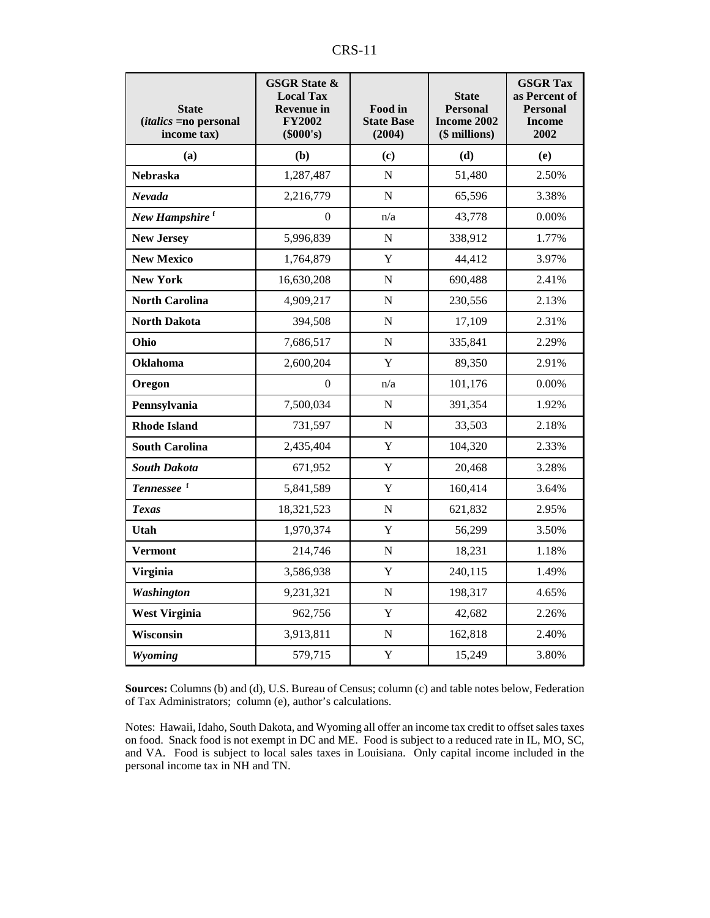| State (*italics* =no personal income tax) | GSGR State & Local Tax Revenue in FY2002 ($000's) | Food in State Base (2004) | State Personal Income 2002 ($ millions) | GSGR Tax as Percent of Personal Income 2002 |
|---|---|---|---|---|
| (a) | (b) | (c) | (d) | (e) |
| **Nebraska** | 1,287,487 | N | 51,480 | 2.50% |
| ***Nevada*** | 2,216,779 | N | 65,596 | 3.38% |
| ***New Hampshire*** [f] | 0 | n/a | 43,778 | 0.00% |
| **New Jersey** | 5,996,839 | N | 338,912 | 1.77% |
| **New Mexico** | 1,764,879 | Y | 44,412 | 3.97% |
| **New York** | 16,630,208 | N | 690,488 | 2.41% |
| **North Carolina** | 4,909,217 | N | 230,556 | 2.13% |
| **North Dakota** | 394,508 | N | 17,109 | 2.31% |
| **Ohio** | 7,686,517 | N | 335,841 | 2.29% |
| **Oklahoma** | 2,600,204 | Y | 89,350 | 2.91% |
| **Oregon** | 0 | n/a | 101,176 | 0.00% |
| **Pennsylvania** | 7,500,034 | N | 391,354 | 1.92% |
| **Rhode Island** | 731,597 | N | 33,503 | 2.18% |
| **South Carolina** | 2,435,404 | Y | 104,320 | 2.33% |
| ***South Dakota*** | 671,952 | Y | 20,468 | 3.28% |
| ***Tennessee*** [f] | 5,841,589 | Y | 160,414 | 3.64% |
| ***Texas*** | 18,321,523 | N | 621,832 | 2.95% |
| **Utah** | 1,970,374 | Y | 56,299 | 3.50% |
| **Vermont** | 214,746 | N | 18,231 | 1.18% |
| **Virginia** | 3,586,938 | Y | 240,115 | 1.49% |
| ***Washington*** | 9,231,321 | N | 198,317 | 4.65% |
| **West Virginia** | 962,756 | Y | 42,682 | 2.26% |
| **Wisconsin** | 3,913,811 | N | 162,818 | 2.40% |
| ***Wyoming*** | 579,715 | Y | 15,249 | 3.80% |

**Sources:** Columns (b) and (d), U.S. Bureau of Census; column (c) and table notes below, Federation of Tax Administrators; column (e), author's calculations.

Notes: Hawaii, Idaho, South Dakota, and Wyoming all offer an income tax credit to offset sales taxes on food. Snack food is not exempt in DC and ME. Food is subject to a reduced rate in IL, MO, SC, and VA. Food is subject to local sales taxes in Louisiana. Only capital income included in the personal income tax in NH and TN.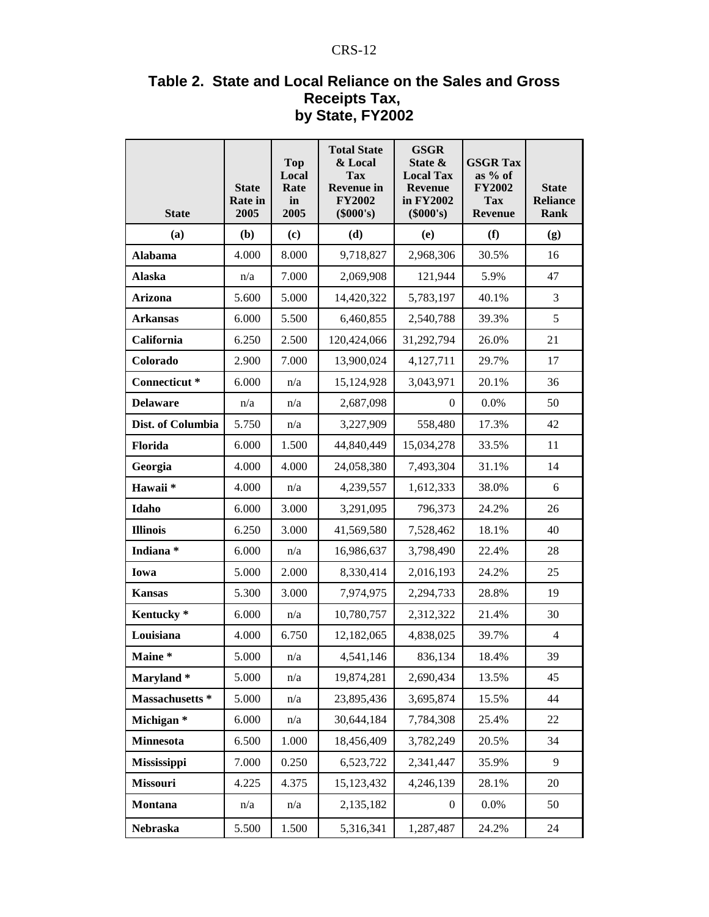## Table 2. State and Local Reliance on the Sales and Gross Receipts Tax, by State, FY2002

| State | State Rate in 2005 | Top Local Rate in 2005 | Total State & Local Tax Revenue in FY2002 ($000's) | GSGR State & Local Tax Revenue in FY2002 ($000's) | GSGR Tax as % of FY2002 Tax Revenue | State Reliance Rank |
|---|---|---|---|---|---|---|
| (a) | (b) | (c) | (d) | (e) | (f) | (g) |
| **Alabama** | 4.000 | 8.000 | 9,718,827 | 2,968,306 | 30.5% | 16 |
| **Alaska** | n/a | 7.000 | 2,069,908 | 121,944 | 5.9% | 47 |
| **Arizona** | 5.600 | 5.000 | 14,420,322 | 5,783,197 | 40.1% | 3 |
| **Arkansas** | 6.000 | 5.500 | 6,460,855 | 2,540,788 | 39.3% | 5 |
| **California** | 6.250 | 2.500 | 120,424,066 | 31,292,794 | 26.0% | 21 |
| **Colorado** | 2.900 | 7.000 | 13,900,024 | 4,127,711 | 29.7% | 17 |
| **Connecticut** * | 6.000 | n/a | 15,124,928 | 3,043,971 | 20.1% | 36 |
| **Delaware** | n/a | n/a | 2,687,098 | 0 | 0.0% | 50 |
| **Dist. of Columbia** | 5.750 | n/a | 3,227,909 | 558,480 | 17.3% | 42 |
| **Florida** | 6.000 | 1.500 | 44,840,449 | 15,034,278 | 33.5% | 11 |
| **Georgia** | 4.000 | 4.000 | 24,058,380 | 7,493,304 | 31.1% | 14 |
| **Hawaii** * | 4.000 | n/a | 4,239,557 | 1,612,333 | 38.0% | 6 |
| **Idaho** | 6.000 | 3.000 | 3,291,095 | 796,373 | 24.2% | 26 |
| **Illinois** | 6.250 | 3.000 | 41,569,580 | 7,528,462 | 18.1% | 40 |
| **Indiana** * | 6.000 | n/a | 16,986,637 | 3,798,490 | 22.4% | 28 |
| **Iowa** | 5.000 | 2.000 | 8,330,414 | 2,016,193 | 24.2% | 25 |
| **Kansas** | 5.300 | 3.000 | 7,974,975 | 2,294,733 | 28.8% | 19 |
| **Kentucky** * | 6.000 | n/a | 10,780,757 | 2,312,322 | 21.4% | 30 |
| **Louisiana** | 4.000 | 6.750 | 12,182,065 | 4,838,025 | 39.7% | 4 |
| **Maine** * | 5.000 | n/a | 4,541,146 | 836,134 | 18.4% | 39 |
| **Maryland** * | 5.000 | n/a | 19,874,281 | 2,690,434 | 13.5% | 45 |
| **Massachusetts** * | 5.000 | n/a | 23,895,436 | 3,695,874 | 15.5% | 44 |
| **Michigan** * | 6.000 | n/a | 30,644,184 | 7,784,308 | 25.4% | 22 |
| **Minnesota** | 6.500 | 1.000 | 18,456,409 | 3,782,249 | 20.5% | 34 |
| **Mississippi** | 7.000 | 0.250 | 6,523,722 | 2,341,447 | 35.9% | 9 |
| **Missouri** | 4.225 | 4.375 | 15,123,432 | 4,246,139 | 28.1% | 20 |
| **Montana** | n/a | n/a | 2,135,182 | 0 | 0.0% | 50 |
| **Nebraska** | 5.500 | 1.500 | 5,316,341 | 1,287,487 | 24.2% | 24 |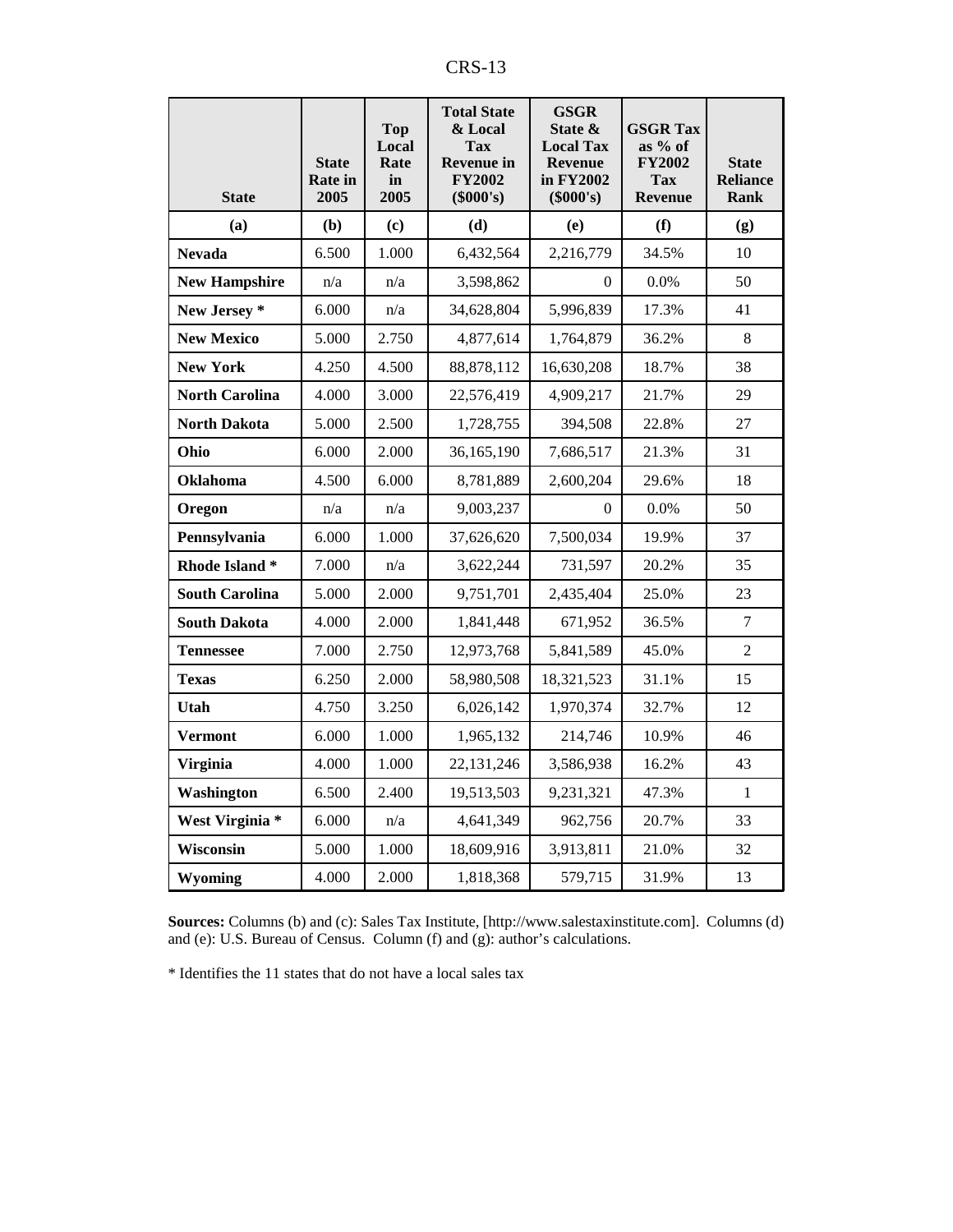| State | State Rate in 2005 | Top Local Rate in 2005 | Total State & Local Tax Revenue in FY2002 ($000's) | GSGR State & Local Tax Revenue in FY2002 ($000's) | GSGR Tax as % of FY2002 Tax Revenue | State Reliance Rank |
|---|---|---|---|---|---|---|
| (a) | (b) | (c) | (d) | (e) | (f) | (g) |
| **Nevada** | 6.500 | 1.000 | 6,432,564 | 2,216,779 | 34.5% | 10 |
| **New Hampshire** | n/a | n/a | 3,598,862 | 0 | 0.0% | 50 |
| **New Jersey *** | 6.000 | n/a | 34,628,804 | 5,996,839 | 17.3% | 41 |
| **New Mexico** | 5.000 | 2.750 | 4,877,614 | 1,764,879 | 36.2% | 8 |
| **New York** | 4.250 | 4.500 | 88,878,112 | 16,630,208 | 18.7% | 38 |
| **North Carolina** | 4.000 | 3.000 | 22,576,419 | 4,909,217 | 21.7% | 29 |
| **North Dakota** | 5.000 | 2.500 | 1,728,755 | 394,508 | 22.8% | 27 |
| **Ohio** | 6.000 | 2.000 | 36,165,190 | 7,686,517 | 21.3% | 31 |
| **Oklahoma** | 4.500 | 6.000 | 8,781,889 | 2,600,204 | 29.6% | 18 |
| **Oregon** | n/a | n/a | 9,003,237 | 0 | 0.0% | 50 |
| **Pennsylvania** | 6.000 | 1.000 | 37,626,620 | 7,500,034 | 19.9% | 37 |
| **Rhode Island *** | 7.000 | n/a | 3,622,244 | 731,597 | 20.2% | 35 |
| **South Carolina** | 5.000 | 2.000 | 9,751,701 | 2,435,404 | 25.0% | 23 |
| **South Dakota** | 4.000 | 2.000 | 1,841,448 | 671,952 | 36.5% | 7 |
| **Tennessee** | 7.000 | 2.750 | 12,973,768 | 5,841,589 | 45.0% | 2 |
| **Texas** | 6.250 | 2.000 | 58,980,508 | 18,321,523 | 31.1% | 15 |
| **Utah** | 4.750 | 3.250 | 6,026,142 | 1,970,374 | 32.7% | 12 |
| **Vermont** | 6.000 | 1.000 | 1,965,132 | 214,746 | 10.9% | 46 |
| **Virginia** | 4.000 | 1.000 | 22,131,246 | 3,586,938 | 16.2% | 43 |
| **Washington** | 6.500 | 2.400 | 19,513,503 | 9,231,321 | 47.3% | 1 |
| **West Virginia *** | 6.000 | n/a | 4,641,349 | 962,756 | 20.7% | 33 |
| **Wisconsin** | 5.000 | 1.000 | 18,609,916 | 3,913,811 | 21.0% | 32 |
| **Wyoming** | 4.000 | 2.000 | 1,818,368 | 579,715 | 31.9% | 13 |

**Sources:** Columns (b) and (c): Sales Tax Institute, [http://www.salestaxinstitute.com]. Columns (d) and (e): U.S. Bureau of Census. Column (f) and (g): author's calculations.

* Identifies the 11 states that do not have a local sales tax